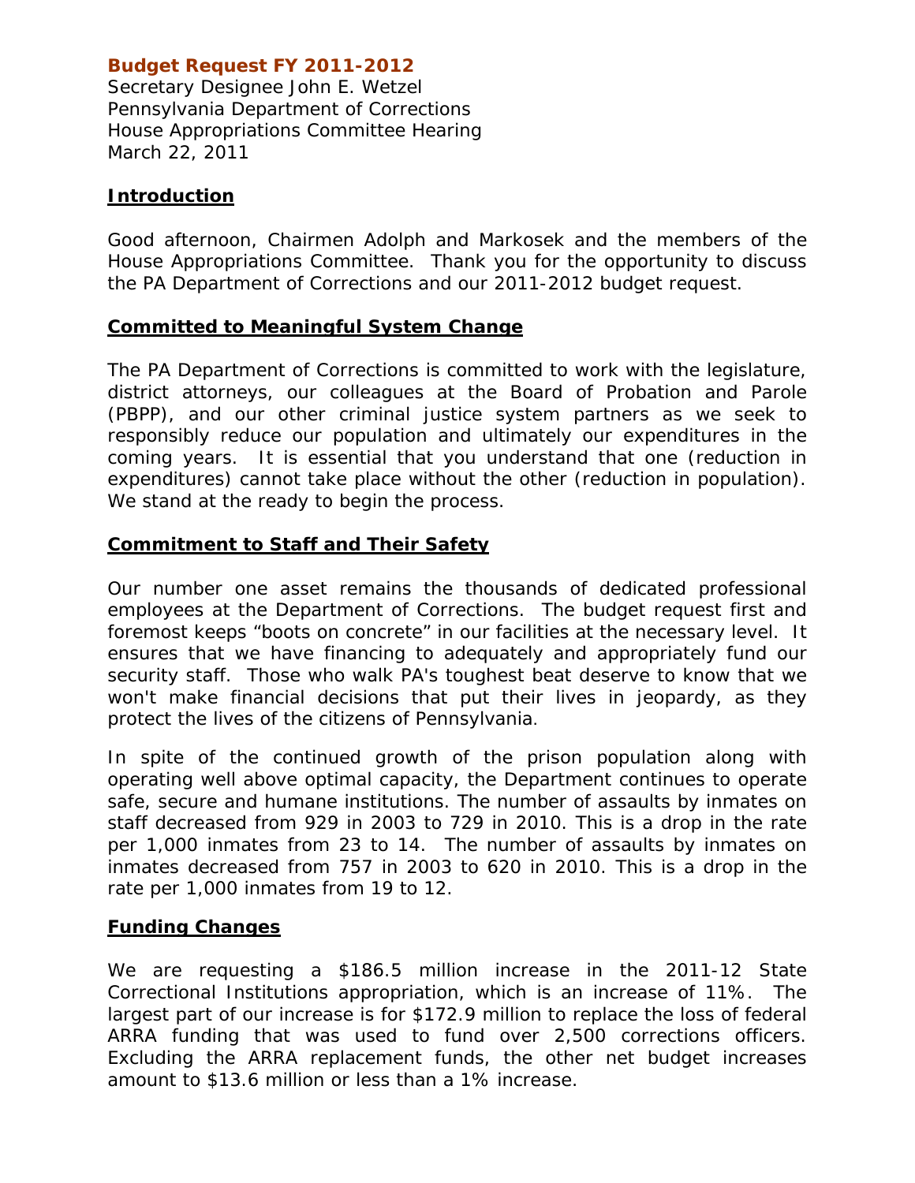**Budget Request FY 2011-2012**

Secretary Designee John E. Wetzel
Pennsylvania Department of Corrections
House Appropriations Committee Hearing
March 22, 2011

## Introduction

Good afternoon, Chairmen Adolph and Markosek and the members of the House Appropriations Committee. Thank you for the opportunity to discuss the PA Department of Corrections and our 2011-2012 budget request.

## Committed to Meaningful System Change

The PA Department of Corrections is committed to work with the legislature, district attorneys, our colleagues at the Board of Probation and Parole (PBPP), and our other criminal justice system partners as we seek to responsibly reduce our population and ultimately our expenditures in the coming years. It is essential that you understand that one (reduction in expenditures) cannot take place without the other (reduction in population). We stand at the ready to begin the process.

## Commitment to Staff and Their Safety

Our number one asset remains the thousands of dedicated professional employees at the Department of Corrections. The budget request first and foremost keeps "boots on concrete" in our facilities at the necessary level. It ensures that we have financing to adequately and appropriately fund our security staff. Those who walk PA's toughest beat deserve to know that we won't make financial decisions that put their lives in jeopardy, as they protect the lives of the citizens of Pennsylvania.

In spite of the continued growth of the prison population along with operating well above optimal capacity, the Department continues to operate safe, secure and humane institutions. The number of assaults by inmates on staff decreased from 929 in 2003 to 729 in 2010. This is a drop in the rate per 1,000 inmates from 23 to 14. The number of assaults by inmates on inmates decreased from 757 in 2003 to 620 in 2010. This is a drop in the rate per 1,000 inmates from 19 to 12.

## Funding Changes

We are requesting a $186.5 million increase in the 2011-12 State Correctional Institutions appropriation, which is an increase of 11%. The largest part of our increase is for $172.9 million to replace the loss of federal ARRA funding that was used to fund over 2,500 corrections officers. Excluding the ARRA replacement funds, the other net budget increases amount to $13.6 million or less than a 1% increase.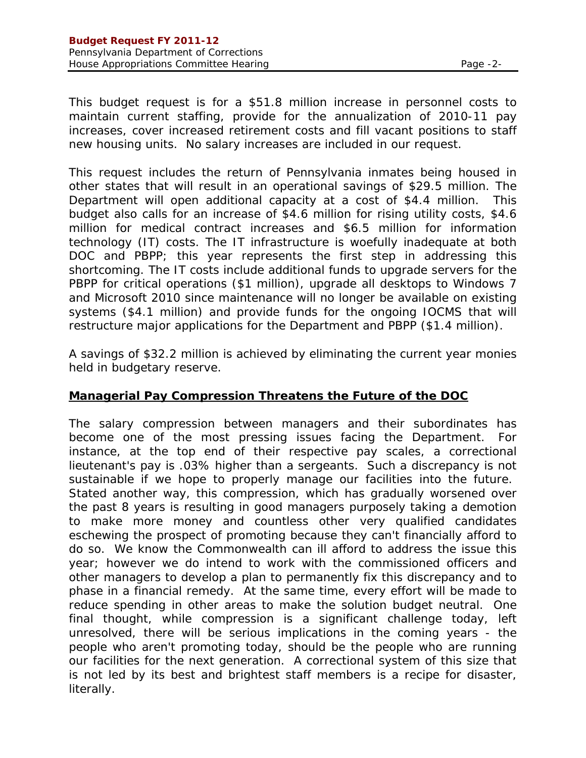This budget request is for a $51.8 million increase in personnel costs to maintain current staffing, provide for the annualization of 2010-11 pay increases, cover increased retirement costs and fill vacant positions to staff new housing units. No salary increases are included in our request.

This request includes the return of Pennsylvania inmates being housed in other states that will result in an operational savings of $29.5 million. The Department will open additional capacity at a cost of $4.4 million. This budget also calls for an increase of $4.6 million for rising utility costs, $4.6 million for medical contract increases and $6.5 million for information technology (IT) costs. The IT infrastructure is woefully inadequate at both DOC and PBPP; this year represents the first step in addressing this shortcoming. The IT costs include additional funds to upgrade servers for the PBPP for critical operations ($1 million), upgrade all desktops to Windows 7 and Microsoft 2010 since maintenance will no longer be available on existing systems ($4.1 million) and provide funds for the ongoing IOCMS that will restructure major applications for the Department and PBPP ($1.4 million).

A savings of $32.2 million is achieved by eliminating the current year monies held in budgetary reserve.

## Managerial Pay Compression Threatens the Future of the DOC

The salary compression between managers and their subordinates has become one of the most pressing issues facing the Department. For instance, at the top end of their respective pay scales, a correctional lieutenant's pay is .03% higher than a sergeants. Such a discrepancy is not sustainable if we hope to properly manage our facilities into the future. Stated another way, this compression, which has gradually worsened over the past 8 years is resulting in good managers purposely taking a demotion to make more money and countless other very qualified candidates eschewing the prospect of promoting because they can't financially afford to do so. We know the Commonwealth can ill afford to address the issue this year; however we do intend to work with the commissioned officers and other managers to develop a plan to permanently fix this discrepancy and to phase in a financial remedy. At the same time, every effort will be made to reduce spending in other areas to make the solution budget neutral. One final thought, while compression is a significant challenge today, left unresolved, there will be serious implications in the coming years - the people who aren't promoting today, should be the people who are running our facilities for the next generation. A correctional system of this size that is not led by its best and brightest staff members is a recipe for disaster, literally.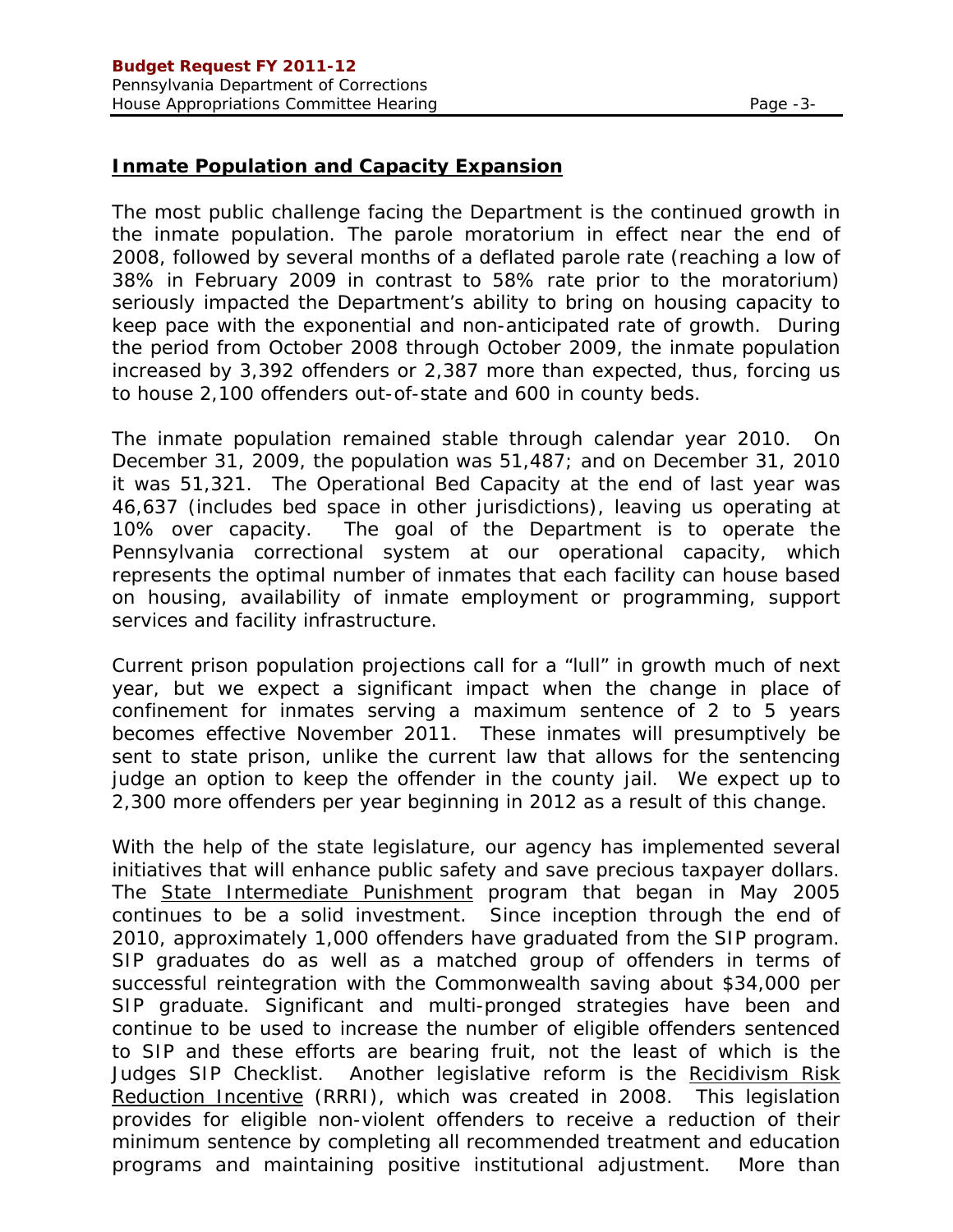## Inmate Population and Capacity Expansion

The most public challenge facing the Department is the continued growth in the inmate population. The parole moratorium in effect near the end of 2008, followed by several months of a deflated parole rate (reaching a low of 38% in February 2009 in contrast to 58% rate prior to the moratorium) seriously impacted the Department's ability to bring on housing capacity to keep pace with the exponential and non-anticipated rate of growth. During the period from October 2008 through October 2009, the inmate population increased by 3,392 offenders or 2,387 more than expected, thus, forcing us to house 2,100 offenders out-of-state and 600 in county beds.

The inmate population remained stable through calendar year 2010. On December 31, 2009, the population was 51,487; and on December 31, 2010 it was 51,321. The Operational Bed Capacity at the end of last year was 46,637 (includes bed space in other jurisdictions), leaving us operating at 10% over capacity. The goal of the Department is to operate the Pennsylvania correctional system at our operational capacity, which represents the optimal number of inmates that each facility can house based on housing, availability of inmate employment or programming, support services and facility infrastructure.

Current prison population projections call for a "lull" in growth much of next year, but we expect a significant impact when the change in place of confinement for inmates serving a maximum sentence of 2 to 5 years becomes effective November 2011. These inmates will presumptively be sent to state prison, unlike the current law that allows for the sentencing judge an option to keep the offender in the county jail. We expect up to 2,300 more offenders per year beginning in 2012 as a result of this change.

With the help of the state legislature, our agency has implemented several initiatives that will enhance public safety and save precious taxpayer dollars. The <u>State Intermediate Punishment</u> program that began in May 2005 continues to be a solid investment. Since inception through the end of 2010, approximately 1,000 offenders have graduated from the SIP program. SIP graduates do as well as a matched group of offenders in terms of successful reintegration with the Commonwealth saving about $34,000 per SIP graduate. Significant and multi-pronged strategies have been and continue to be used to increase the number of eligible offenders sentenced to SIP and these efforts are bearing fruit, not the least of which is the Judges SIP Checklist. Another legislative reform is the <u>Recidivism Risk Reduction Incentive</u> (RRRI), which was created in 2008. This legislation provides for eligible non-violent offenders to receive a reduction of their minimum sentence by completing all recommended treatment and education programs and maintaining positive institutional adjustment. More than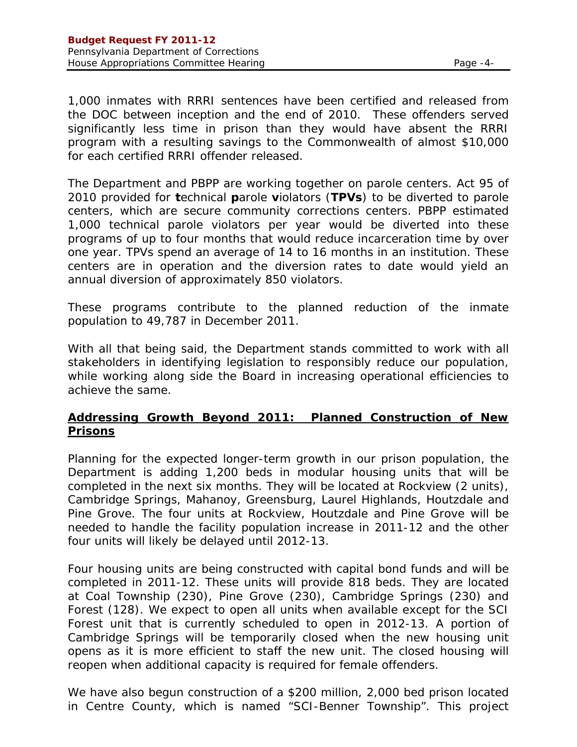1,000 inmates with RRRI sentences have been certified and released from the DOC between inception and the end of 2010. These offenders served significantly less time in prison than they would have absent the RRRI program with a resulting savings to the Commonwealth of almost $10,000 for each certified RRRI offender released.

The Department and PBPP are working together on parole centers. Act 95 of 2010 provided for **t**echnical **p**arole **v**iolators (**TPVs**) to be diverted to parole centers, which are secure community corrections centers. PBPP estimated 1,000 technical parole violators per year would be diverted into these programs of up to four months that would reduce incarceration time by over one year. TPVs spend an average of 14 to 16 months in an institution. These centers are in operation and the diversion rates to date would yield an annual diversion of approximately 850 violators.

These programs contribute to the planned reduction of the inmate population to 49,787 in December 2011.

With all that being said, the Department stands committed to work with all stakeholders in identifying legislation to responsibly reduce our population, while working along side the Board in increasing operational efficiencies to achieve the same.

## Addressing Growth Beyond 2011: Planned Construction of New Prisons

Planning for the expected longer-term growth in our prison population, the Department is adding 1,200 beds in modular housing units that will be completed in the next six months. They will be located at Rockview (2 units), Cambridge Springs, Mahanoy, Greensburg, Laurel Highlands, Houtzdale and Pine Grove. The four units at Rockview, Houtzdale and Pine Grove will be needed to handle the facility population increase in 2011-12 and the other four units will likely be delayed until 2012-13.

Four housing units are being constructed with capital bond funds and will be completed in 2011-12. These units will provide 818 beds. They are located at Coal Township (230), Pine Grove (230), Cambridge Springs (230) and Forest (128). We expect to open all units when available except for the SCI Forest unit that is currently scheduled to open in 2012-13. A portion of Cambridge Springs will be temporarily closed when the new housing unit opens as it is more efficient to staff the new unit. The closed housing will reopen when additional capacity is required for female offenders.

We have also begun construction of a $200 million, 2,000 bed prison located in Centre County, which is named "SCI-Benner Township". This project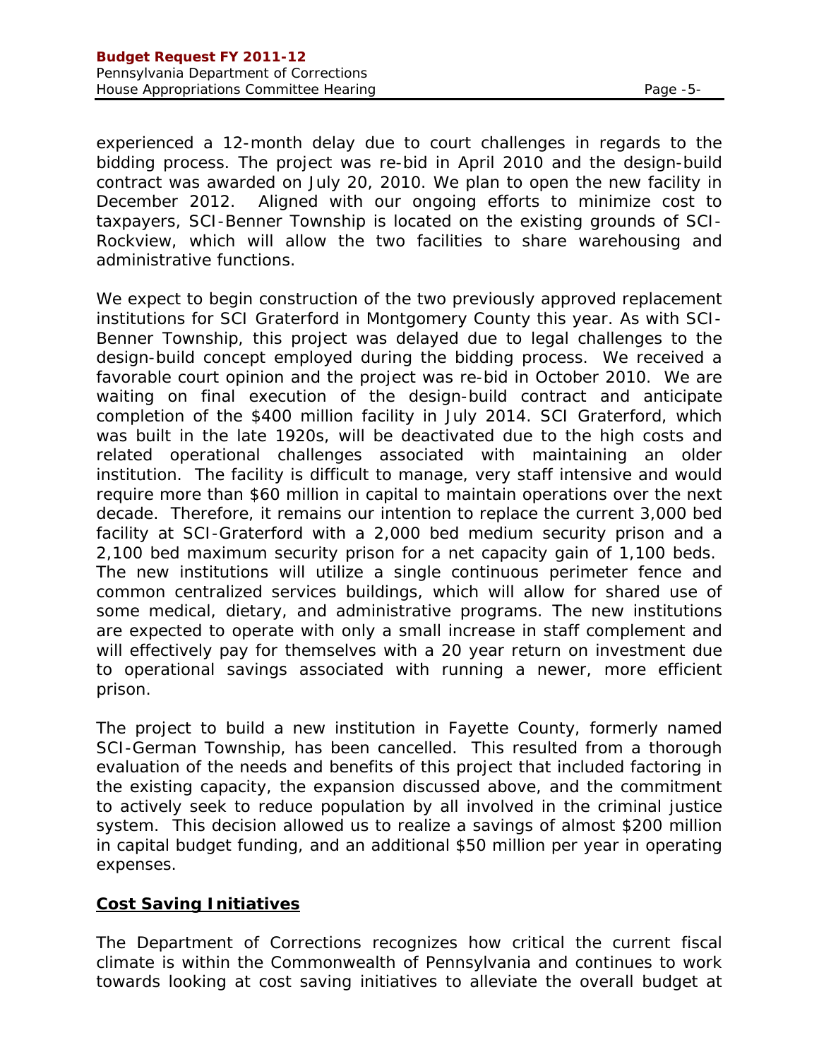experienced a 12-month delay due to court challenges in regards to the bidding process. The project was re-bid in April 2010 and the design-build contract was awarded on July 20, 2010. We plan to open the new facility in December 2012. Aligned with our ongoing efforts to minimize cost to taxpayers, SCI-Benner Township is located on the existing grounds of SCI-Rockview, which will allow the two facilities to share warehousing and administrative functions.

We expect to begin construction of the two previously approved replacement institutions for SCI Graterford in Montgomery County this year. As with SCI-Benner Township, this project was delayed due to legal challenges to the design-build concept employed during the bidding process. We received a favorable court opinion and the project was re-bid in October 2010. We are waiting on final execution of the design-build contract and anticipate completion of the $400 million facility in July 2014. SCI Graterford, which was built in the late 1920s, will be deactivated due to the high costs and related operational challenges associated with maintaining an older institution. The facility is difficult to manage, very staff intensive and would require more than $60 million in capital to maintain operations over the next decade. Therefore, it remains our intention to replace the current 3,000 bed facility at SCI-Graterford with a 2,000 bed medium security prison and a 2,100 bed maximum security prison for a net capacity gain of 1,100 beds. The new institutions will utilize a single continuous perimeter fence and common centralized services buildings, which will allow for shared use of some medical, dietary, and administrative programs. The new institutions are expected to operate with only a small increase in staff complement and will effectively pay for themselves with a 20 year return on investment due to operational savings associated with running a newer, more efficient prison.

The project to build a new institution in Fayette County, formerly named SCI-German Township, has been cancelled. This resulted from a thorough evaluation of the needs and benefits of this project that included factoring in the existing capacity, the expansion discussed above, and the commitment to actively seek to reduce population by all involved in the criminal justice system. This decision allowed us to realize a savings of almost $200 million in capital budget funding, and an additional $50 million per year in operating expenses.

## Cost Saving Initiatives

The Department of Corrections recognizes how critical the current fiscal climate is within the Commonwealth of Pennsylvania and continues to work towards looking at cost saving initiatives to alleviate the overall budget at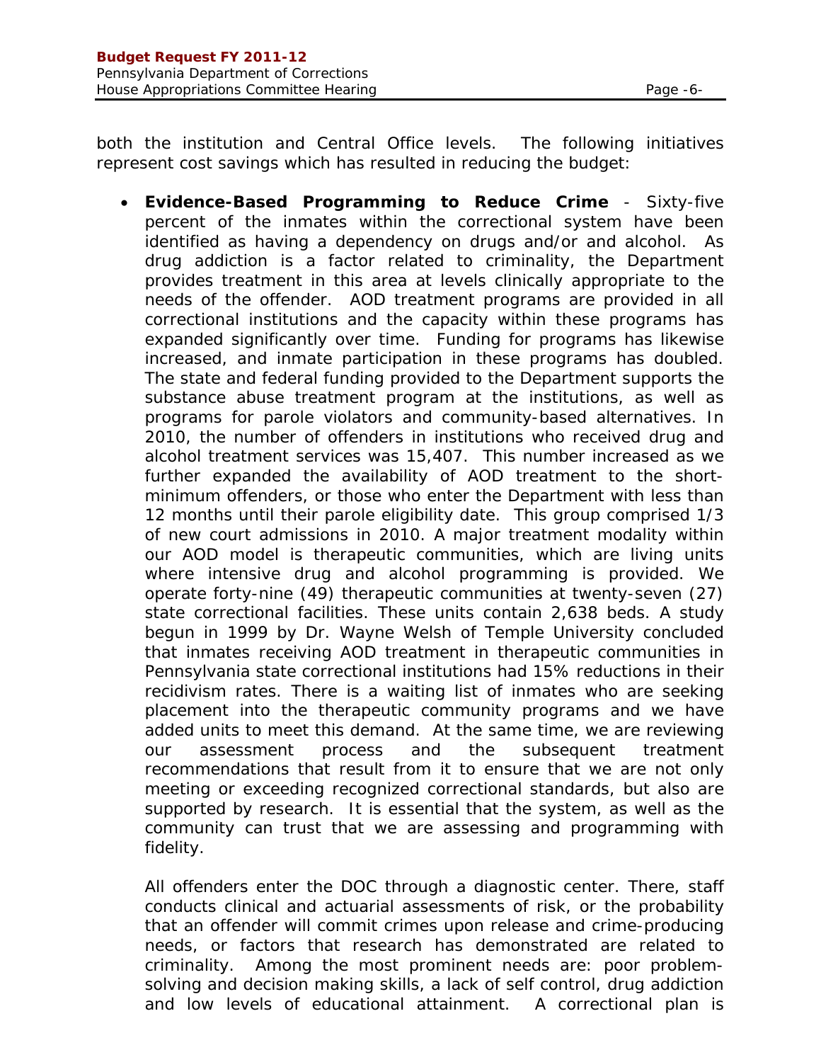both the institution and Central Office levels. The following initiatives represent cost savings which has resulted in reducing the budget:

- **Evidence-Based Programming to Reduce Crime** - Sixty-five percent of the inmates within the correctional system have been identified as having a dependency on drugs and/or and alcohol. As drug addiction is a factor related to criminality, the Department provides treatment in this area at levels clinically appropriate to the needs of the offender. AOD treatment programs are provided in all correctional institutions and the capacity within these programs has expanded significantly over time. Funding for programs has likewise increased, and inmate participation in these programs has doubled. The state and federal funding provided to the Department supports the substance abuse treatment program at the institutions, as well as programs for parole violators and community-based alternatives. In 2010, the number of offenders in institutions who received drug and alcohol treatment services was 15,407. This number increased as we further expanded the availability of AOD treatment to the short-minimum offenders, or those who enter the Department with less than 12 months until their parole eligibility date. This group comprised 1/3 of new court admissions in 2010. A major treatment modality within our AOD model is therapeutic communities, which are living units where intensive drug and alcohol programming is provided. We operate forty-nine (49) therapeutic communities at twenty-seven (27) state correctional facilities. These units contain 2,638 beds. A study begun in 1999 by Dr. Wayne Welsh of Temple University concluded that inmates receiving AOD treatment in therapeutic communities in Pennsylvania state correctional institutions had 15% reductions in their recidivism rates. There is a waiting list of inmates who are seeking placement into the therapeutic community programs and we have added units to meet this demand. At the same time, we are reviewing our assessment process and the subsequent treatment recommendations that result from it to ensure that we are not only meeting or exceeding recognized correctional standards, but also are supported by research. It is essential that the system, as well as the community can trust that we are assessing and programming with fidelity.

  All offenders enter the DOC through a diagnostic center. There, staff conducts clinical and actuarial assessments of risk, or the probability that an offender will commit crimes upon release and crime-producing needs, or factors that research has demonstrated are related to criminality. Among the most prominent needs are: poor problem-solving and decision making skills, a lack of self control, drug addiction and low levels of educational attainment. A correctional plan is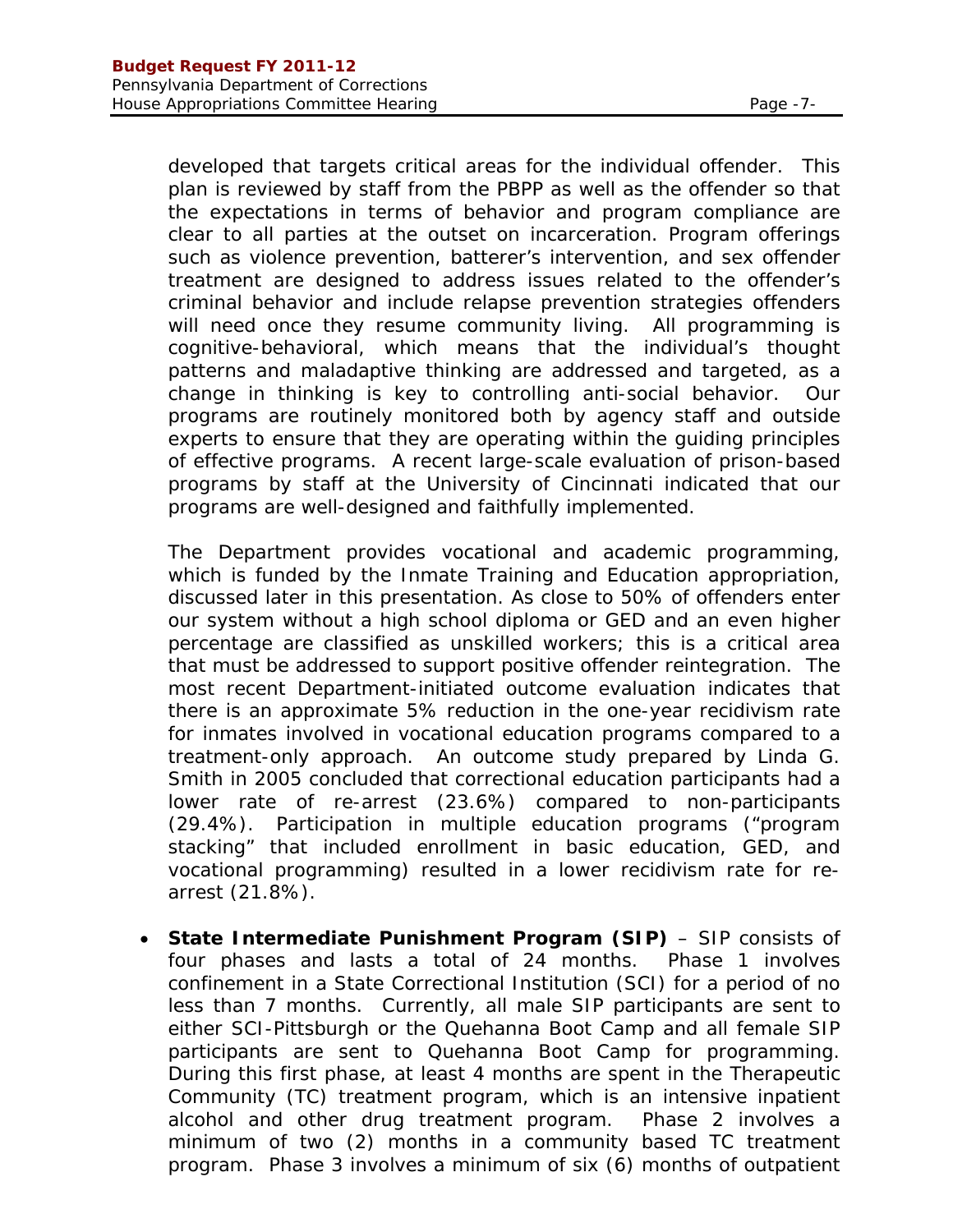developed that targets critical areas for the individual offender. This plan is reviewed by staff from the PBPP as well as the offender so that the expectations in terms of behavior and program compliance are clear to all parties at the outset on incarceration. Program offerings such as violence prevention, batterer's intervention, and sex offender treatment are designed to address issues related to the offender's criminal behavior and include relapse prevention strategies offenders will need once they resume community living. All programming is cognitive-behavioral, which means that the individual's thought patterns and maladaptive thinking are addressed and targeted, as a change in thinking is key to controlling anti-social behavior. Our programs are routinely monitored both by agency staff and outside experts to ensure that they are operating within the guiding principles of effective programs. A recent large-scale evaluation of prison-based programs by staff at the University of Cincinnati indicated that our programs are well-designed and faithfully implemented.

The Department provides vocational and academic programming, which is funded by the Inmate Training and Education appropriation, discussed later in this presentation. As close to 50% of offenders enter our system without a high school diploma or GED and an even higher percentage are classified as unskilled workers; this is a critical area that must be addressed to support positive offender reintegration. The most recent Department-initiated outcome evaluation indicates that there is an approximate 5% reduction in the one-year recidivism rate for inmates involved in vocational education programs compared to a treatment-only approach. An outcome study prepared by Linda G. Smith in 2005 concluded that correctional education participants had a lower rate of re-arrest (23.6%) compared to non-participants (29.4%). Participation in multiple education programs ("program stacking" that included enrollment in basic education, GED, and vocational programming) resulted in a lower recidivism rate for re-arrest (21.8%).

- **State Intermediate Punishment Program (SIP)** – SIP consists of four phases and lasts a total of 24 months. Phase 1 involves confinement in a State Correctional Institution (SCI) for a period of no less than 7 months. Currently, all male SIP participants are sent to either SCI-Pittsburgh or the Quehanna Boot Camp and all female SIP participants are sent to Quehanna Boot Camp for programming. During this first phase, at least 4 months are spent in the Therapeutic Community (TC) treatment program, which is an intensive inpatient alcohol and other drug treatment program. Phase 2 involves a minimum of two (2) months in a community based TC treatment program. Phase 3 involves a minimum of six (6) months of outpatient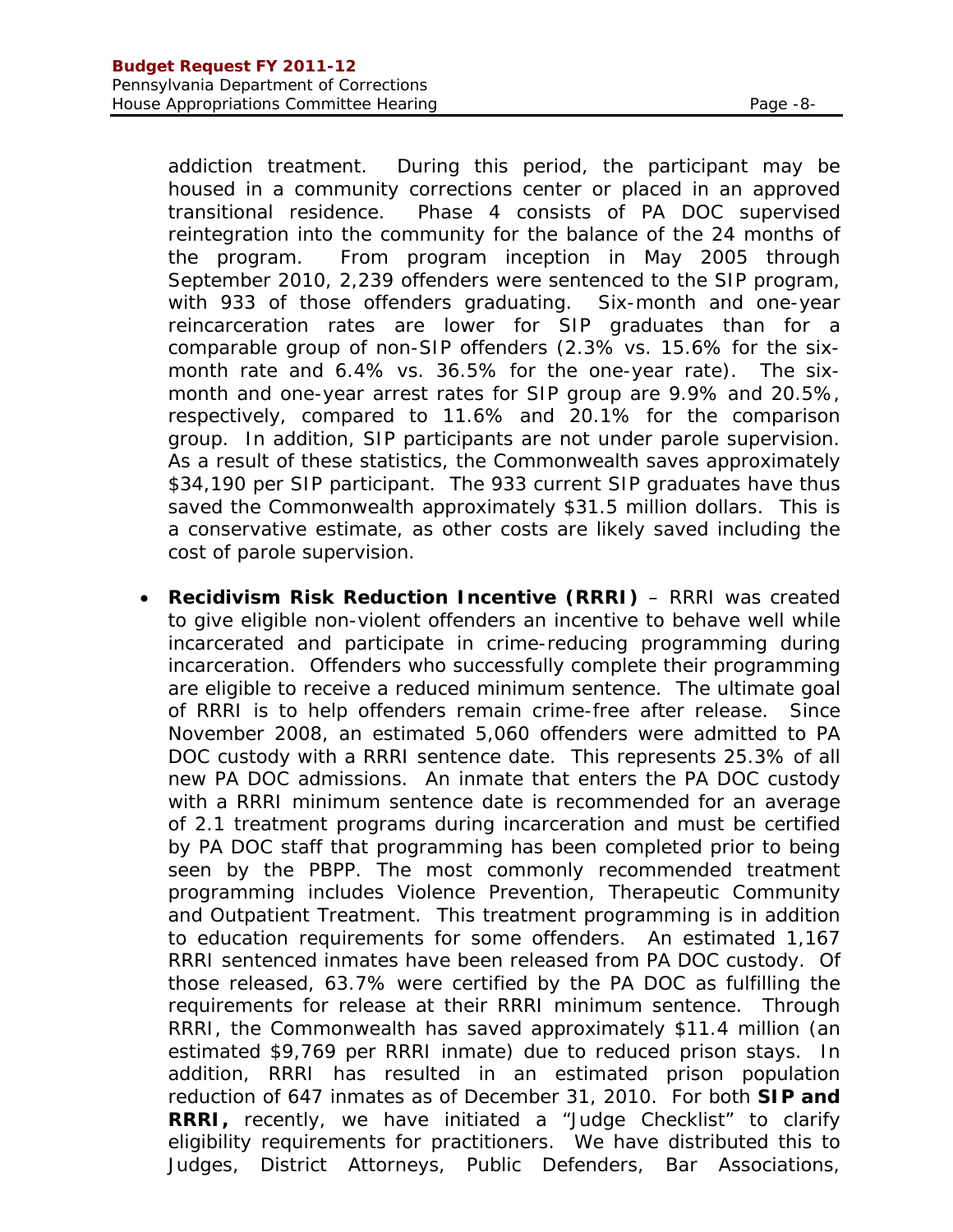addiction treatment. During this period, the participant may be housed in a community corrections center or placed in an approved transitional residence. Phase 4 consists of PA DOC supervised reintegration into the community for the balance of the 24 months of the program. From program inception in May 2005 through September 2010, 2,239 offenders were sentenced to the SIP program, with 933 of those offenders graduating. Six-month and one-year reincarceration rates are lower for SIP graduates than for a comparable group of non-SIP offenders (2.3% vs. 15.6% for the six-month rate and 6.4% vs. 36.5% for the one-year rate). The six-month and one-year arrest rates for SIP group are 9.9% and 20.5%, respectively, compared to 11.6% and 20.1% for the comparison group. In addition, SIP participants are not under parole supervision. As a result of these statistics, the Commonwealth saves approximately $34,190 per SIP participant. The 933 current SIP graduates have thus saved the Commonwealth approximately $31.5 million dollars. This is a conservative estimate, as other costs are likely saved including the cost of parole supervision.

- **Recidivism Risk Reduction Incentive (RRRI)** – RRRI was created to give eligible non-violent offenders an incentive to behave well while incarcerated and participate in crime-reducing programming during incarceration. Offenders who successfully complete their programming are eligible to receive a reduced minimum sentence. The ultimate goal of RRRI is to help offenders remain crime-free after release. Since November 2008, an estimated 5,060 offenders were admitted to PA DOC custody with a RRRI sentence date. This represents 25.3% of all new PA DOC admissions. An inmate that enters the PA DOC custody with a RRRI minimum sentence date is recommended for an average of 2.1 treatment programs during incarceration and must be certified by PA DOC staff that programming has been completed prior to being seen by the PBPP. The most commonly recommended treatment programming includes Violence Prevention, Therapeutic Community and Outpatient Treatment. This treatment programming is in addition to education requirements for some offenders. An estimated 1,167 RRRI sentenced inmates have been released from PA DOC custody. Of those released, 63.7% were certified by the PA DOC as fulfilling the requirements for release at their RRRI minimum sentence. Through RRRI, the Commonwealth has saved approximately $11.4 million (an estimated $9,769 per RRRI inmate) due to reduced prison stays. In addition, RRRI has resulted in an estimated prison population reduction of 647 inmates as of December 31, 2010. For both **SIP and RRRI,** recently, we have initiated a "Judge Checklist" to clarify eligibility requirements for practitioners. We have distributed this to Judges, District Attorneys, Public Defenders, Bar Associations,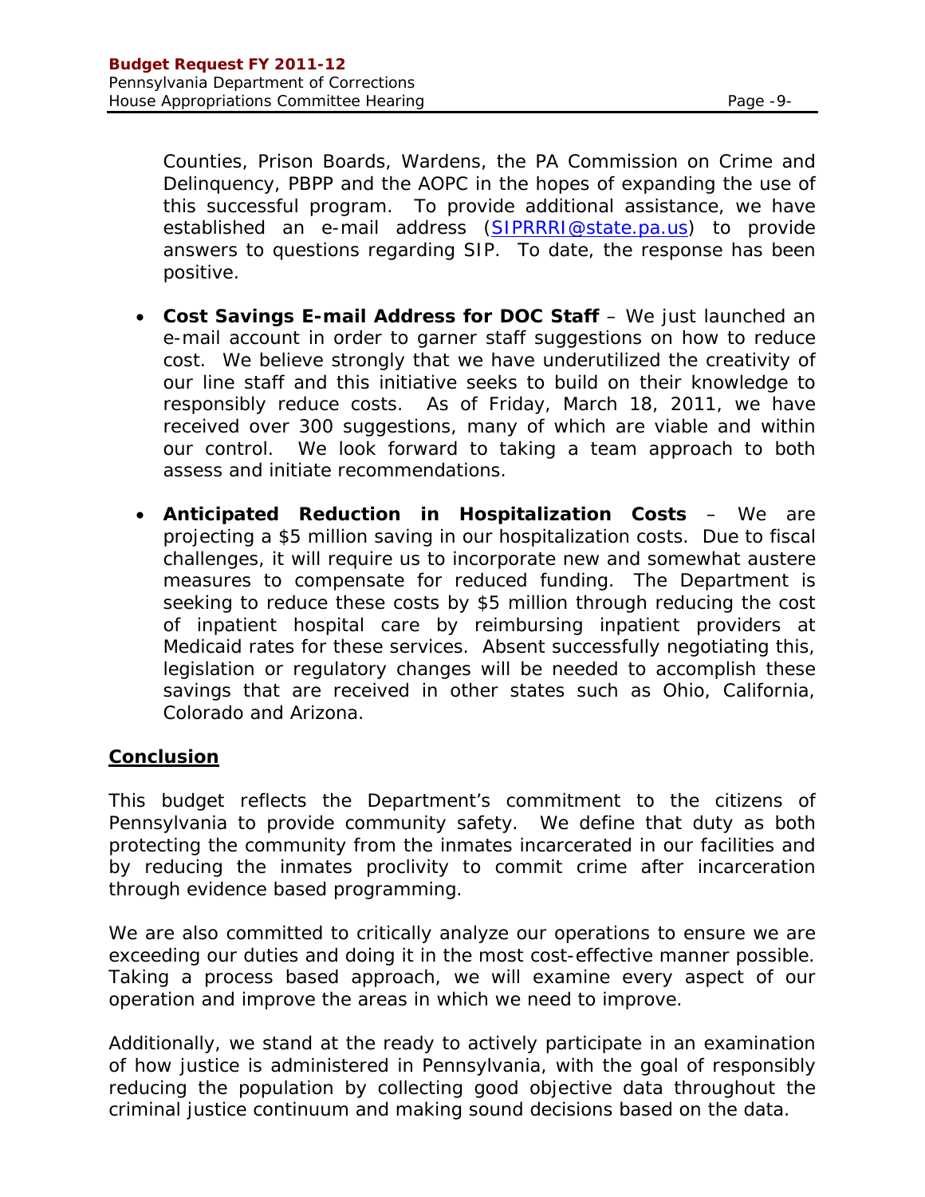Counties, Prison Boards, Wardens, the PA Commission on Crime and Delinquency, PBPP and the AOPC in the hopes of expanding the use of this successful program. To provide additional assistance, we have established an e-mail address (SIPRRRI@state.pa.us) to provide answers to questions regarding SIP. To date, the response has been positive.

- **Cost Savings E-mail Address for DOC Staff** – We just launched an e-mail account in order to garner staff suggestions on how to reduce cost. We believe strongly that we have underutilized the creativity of our line staff and this initiative seeks to build on their knowledge to responsibly reduce costs. As of Friday, March 18, 2011, we have received over 300 suggestions, many of which are viable and within our control. We look forward to taking a team approach to both assess and initiate recommendations.

- **Anticipated Reduction in Hospitalization Costs** – We are projecting a $5 million saving in our hospitalization costs. Due to fiscal challenges, it will require us to incorporate new and somewhat austere measures to compensate for reduced funding. The Department is seeking to reduce these costs by $5 million through reducing the cost of inpatient hospital care by reimbursing inpatient providers at Medicaid rates for these services. Absent successfully negotiating this, legislation or regulatory changes will be needed to accomplish these savings that are received in other states such as Ohio, California, Colorado and Arizona.

## Conclusion

This budget reflects the Department's commitment to the citizens of Pennsylvania to provide community safety. We define that duty as both protecting the community from the inmates incarcerated in our facilities and by reducing the inmates proclivity to commit crime after incarceration through evidence based programming.

We are also committed to critically analyze our operations to ensure we are exceeding our duties and doing it in the most cost-effective manner possible. Taking a process based approach, we will examine every aspect of our operation and improve the areas in which we need to improve.

Additionally, we stand at the ready to actively participate in an examination of how justice is administered in Pennsylvania, with the goal of responsibly reducing the population by collecting good objective data throughout the criminal justice continuum and making sound decisions based on the data.